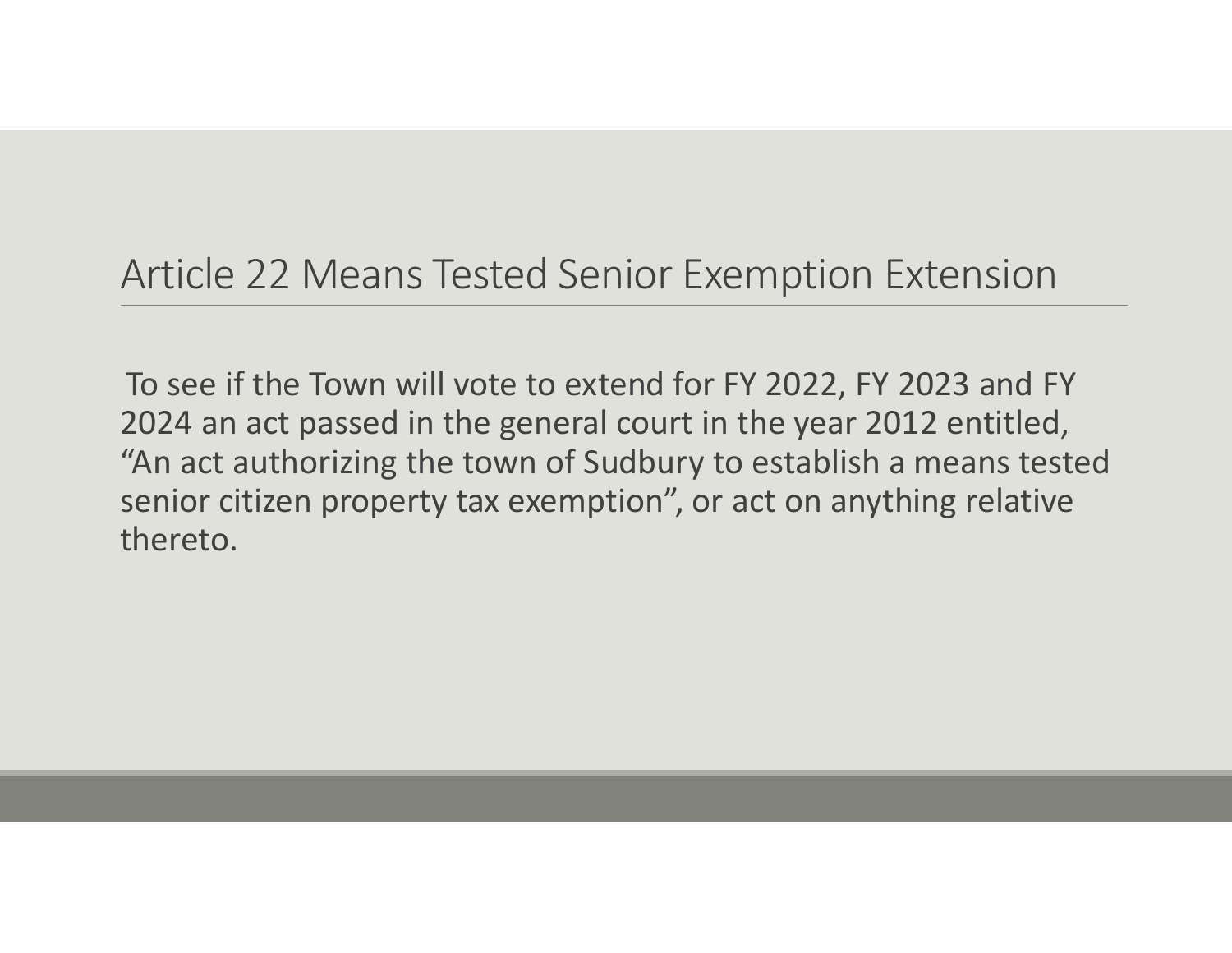# Article 22 Means Tested Senior Exemption Extension

To see if the Town will vote to extend for FY 2022, FY 2023 and FY 2024 an act passed in the general court in the year 2012 entitled, "An act authorizing the town of Sudbury to establish a means tested senior citizen property tax exemption", or act on anything relative thereto.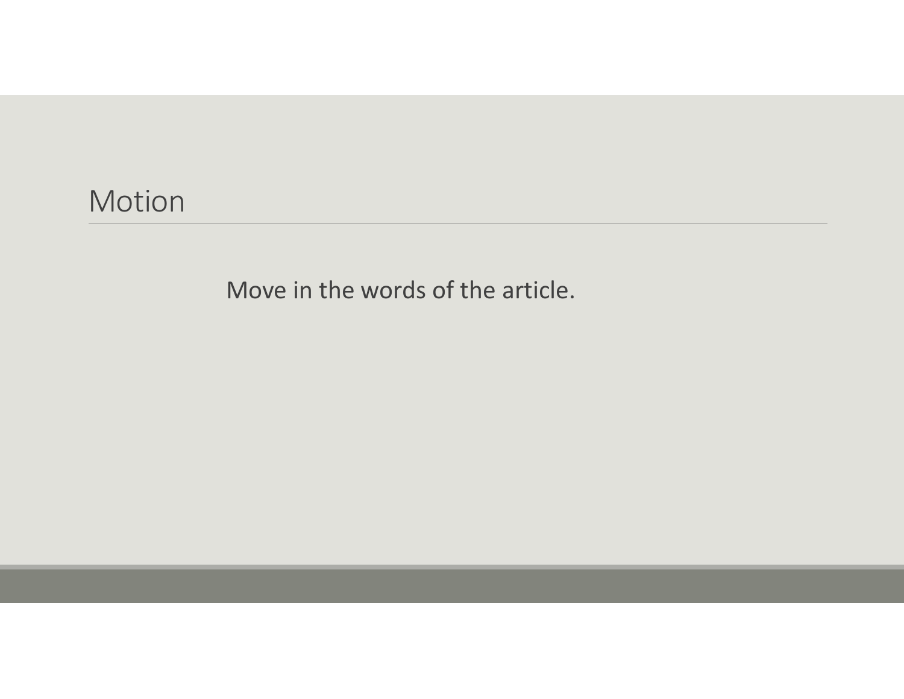# Motion

Move in the words of the article.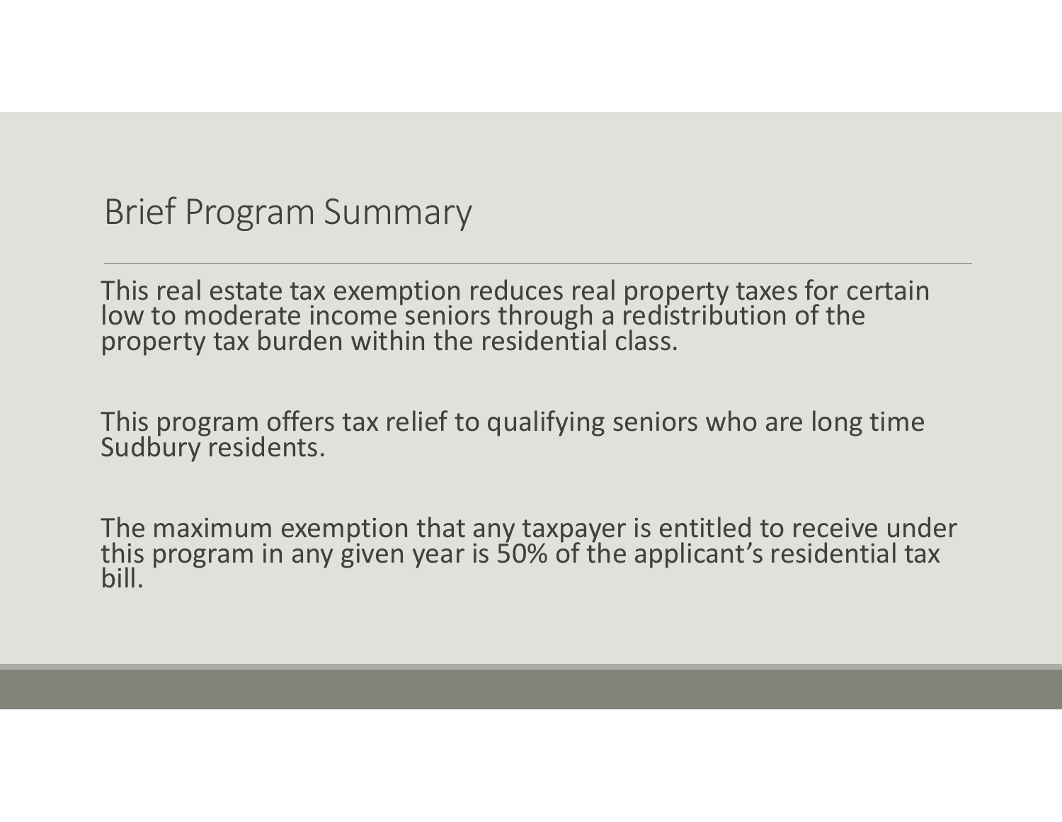# Brief Program Summary

This real estate tax exemption reduces real property taxes for certain low to moderate income seniors through a redistribution of the property tax burden within the residential class.

This program offers tax relief to qualifying seniors who are long time Sudbury residents.

The maximum exemption that any taxpayer is entitled to receive under this program in any given year is 50% of the applicant's residential tax bill.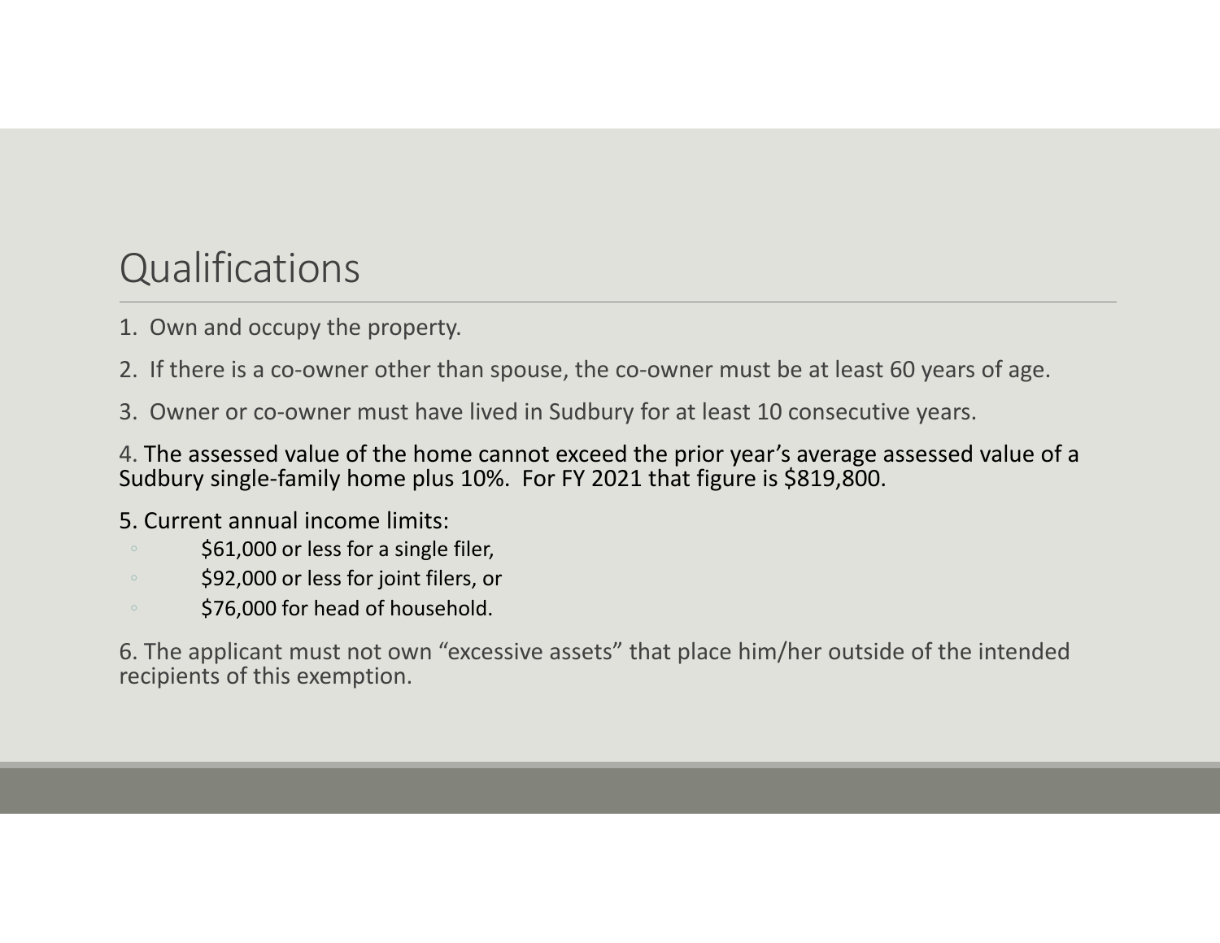# Qualifications

1. Own and occupy the property.

2. If there is a co-owner other than spouse, the co-owner must be at least 60 years of age.

3. Owner or co-owner must have lived in Sudbury for at least 10 consecutive years.

4. The assessed value of the home cannot exceed the prior year's average assessed value of a Sudbury single-family home plus 10%. For FY 2021 that figure is $819,800.

5. Current annual income limits:
   - $61,000 or less for a single filer,
   - $92,000 or less for joint filers, or
   - $76,000 for head of household.

6. The applicant must not own "excessive assets" that place him/her outside of the intended recipients of this exemption.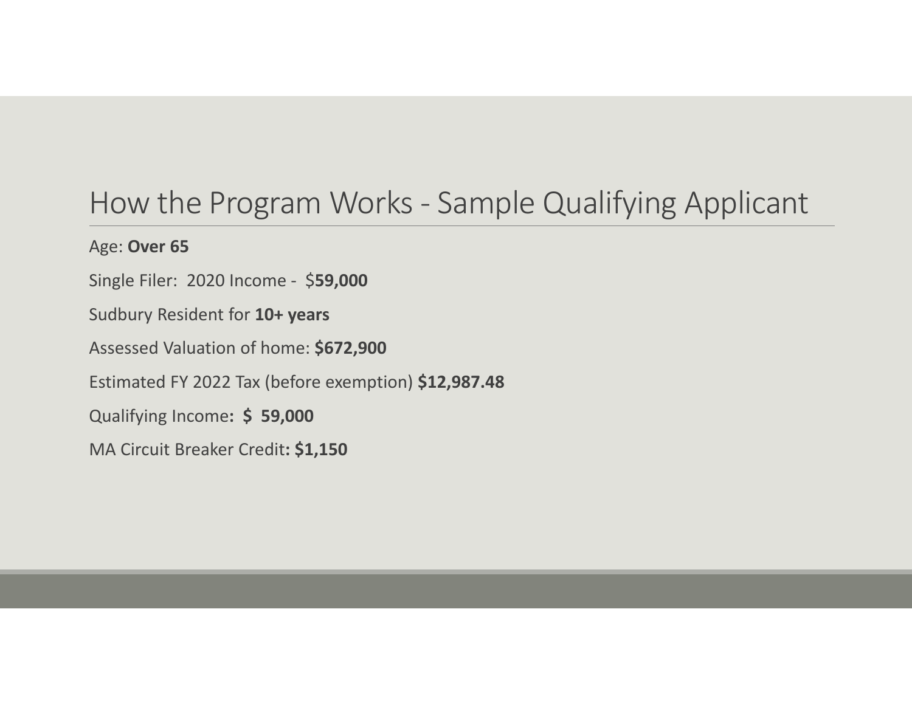# How the Program Works - Sample Qualifying Applicant

Age: **Over 65**

Single Filer: 2020 Income - $**59,000**

Sudbury Resident for **10+ years**

Assessed Valuation of home: **$672,900**

Estimated FY 2022 Tax (before exemption) **$12,987.48**

Qualifying Income**: $ 59,000**

MA Circuit Breaker Credit**: $1,150**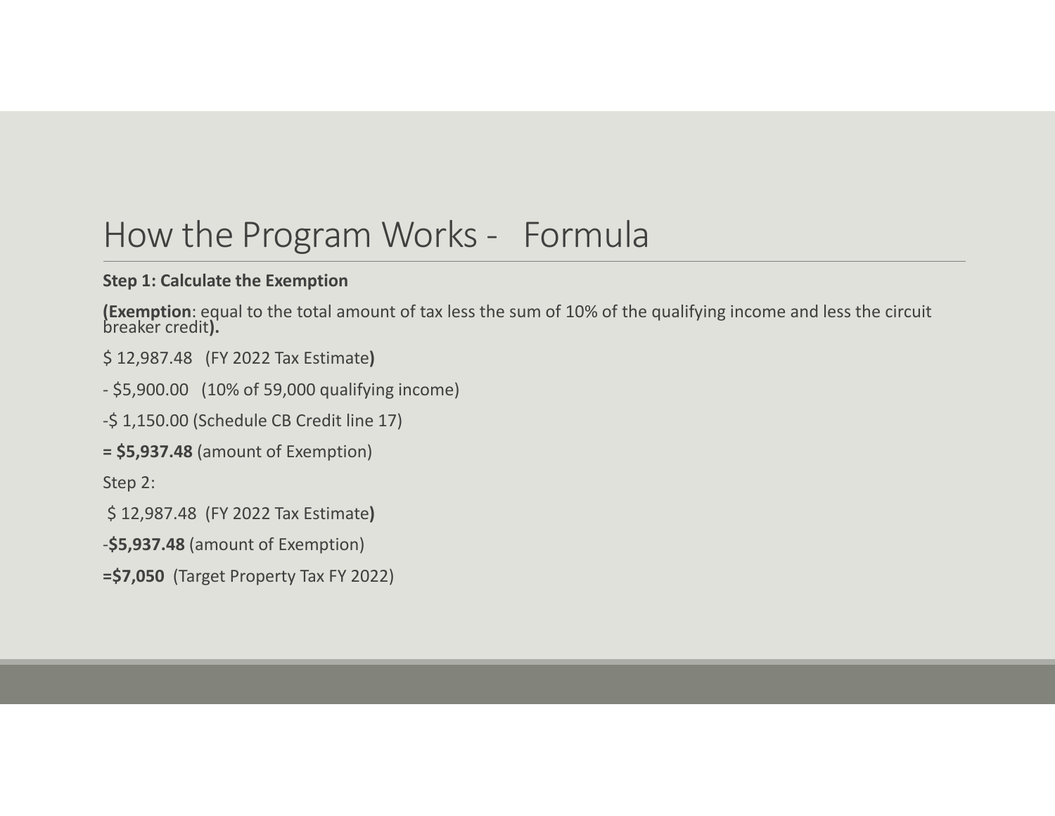# How the Program Works - Formula

**Step 1: Calculate the Exemption**

**(Exemption**: equal to the total amount of tax less the sum of 10% of the qualifying income and less the circuit breaker credit**).**

$ 12,987.48 (FY 2022 Tax Estimate**)**

- $5,900.00 (10% of 59,000 qualifying income)

-$ 1,150.00 (Schedule CB Credit line 17)

**= $5,937.48** (amount of Exemption)

Step 2:

$ 12,987.48 (FY 2022 Tax Estimate**)**

-**$5,937.48** (amount of Exemption)

**=$7,050** (Target Property Tax FY 2022)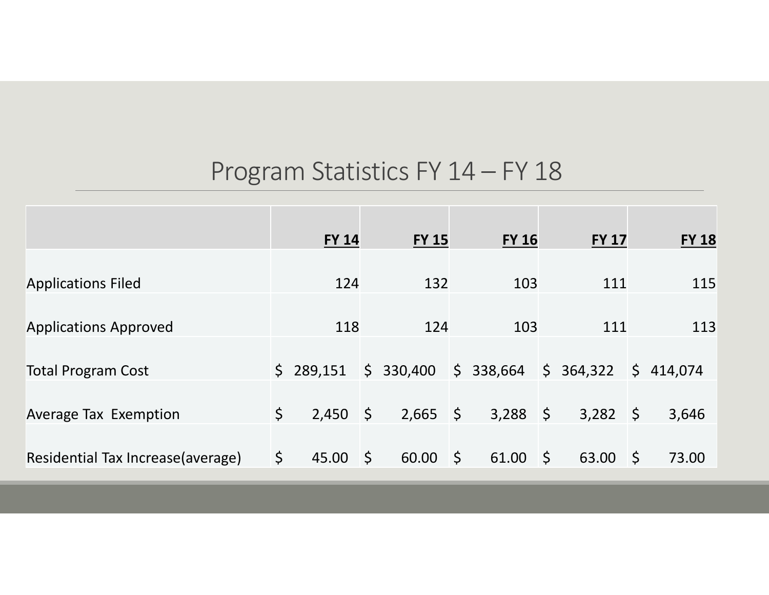# Program Statistics FY 14 – FY 18

| | FY 14 | FY 15 | FY 16 | FY 17 | FY 18 |
|---|---|---|---|---|---|
| Applications Filed | 124 | 132 | 103 | 111 | 115 |
| Applications Approved | 118 | 124 | 103 | 111 | 113 |
| Total Program Cost | $ 289,151 | $ 330,400 | $ 338,664 | $ 364,322 | $ 414,074 |
| Average Tax Exemption | $ 2,450 | $ 2,665 | $ 3,288 | $ 3,282 | $ 3,646 |
| Residential Tax Increase(average) | $ 45.00 | $ 60.00 | $ 61.00 | $ 63.00 | $ 73.00 |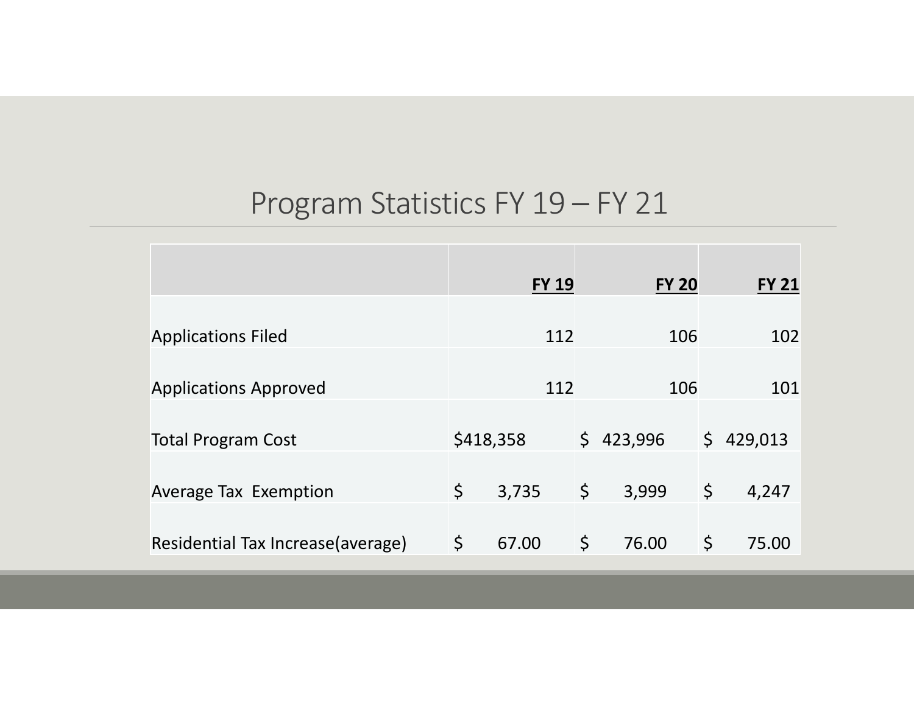# Program Statistics FY 19 – FY 21

| | **FY 19** | **FY 20** | **FY 21** |
|---|---|---|---|
| Applications Filed | 112 | 106 | 102 |
| Applications Approved | 112 | 106 | 101 |
| Total Program Cost | $418,358 | $ 423,996 | $ 429,013 |
| Average Tax Exemption | $ 3,735 | $ 3,999 | $ 4,247 |
| Residential Tax Increase(average) | $ 67.00 | $ 76.00 | $ 75.00 |